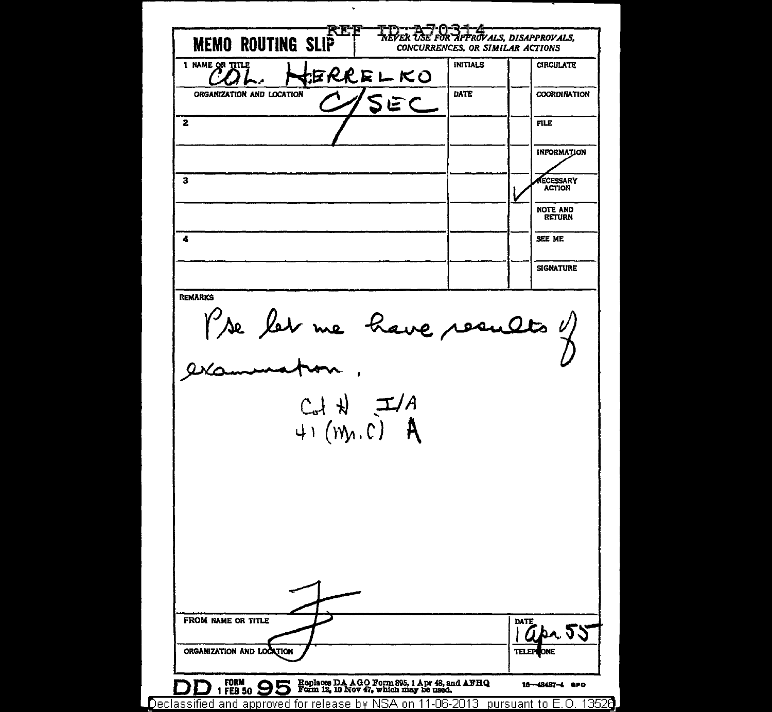REF ID:A70314

**MEMO ROUTING SLIP** — *NEVER USE FOR APPROVALS, DISAPPROVALS, CONCURRENCES, OR SIMILAR ACTIONS*

| | INITIALS | | |
|---|---|---|---|
| 1 NAME OR TITLE: COL. HERRELKO | INITIALS | | CIRCULATE |
| ORGANIZATION AND LOCATION: C/SEC | DATE | | COORDINATION |
| 2 | | | FILE |
| | | | INFORMATION |
| 3 | | ✓ | NECESSARY ACTION |
| | | | NOTE AND RETURN |
| 4 | | | SEE ME |
| | | | SIGNATURE |

**REMARKS**

Pse let me have results of examination.

Col H I/A
41 (M.C) A

F

| FROM NAME OR TITLE | DATE: 1 Apr. 55 |
|---|---|
| ORGANIZATION AND LOCATION | TELEPHONE |

DD FORM 1 FEB 50 95 Replaces DA AGO Form 895, 1 Apr 48, and AFHQ Form 12, 10 Nov 47, which may be used. 16—48487-4 GPO

Declassified and approved for release by NSA on 11-06-2013 pursuant to E.O. 13526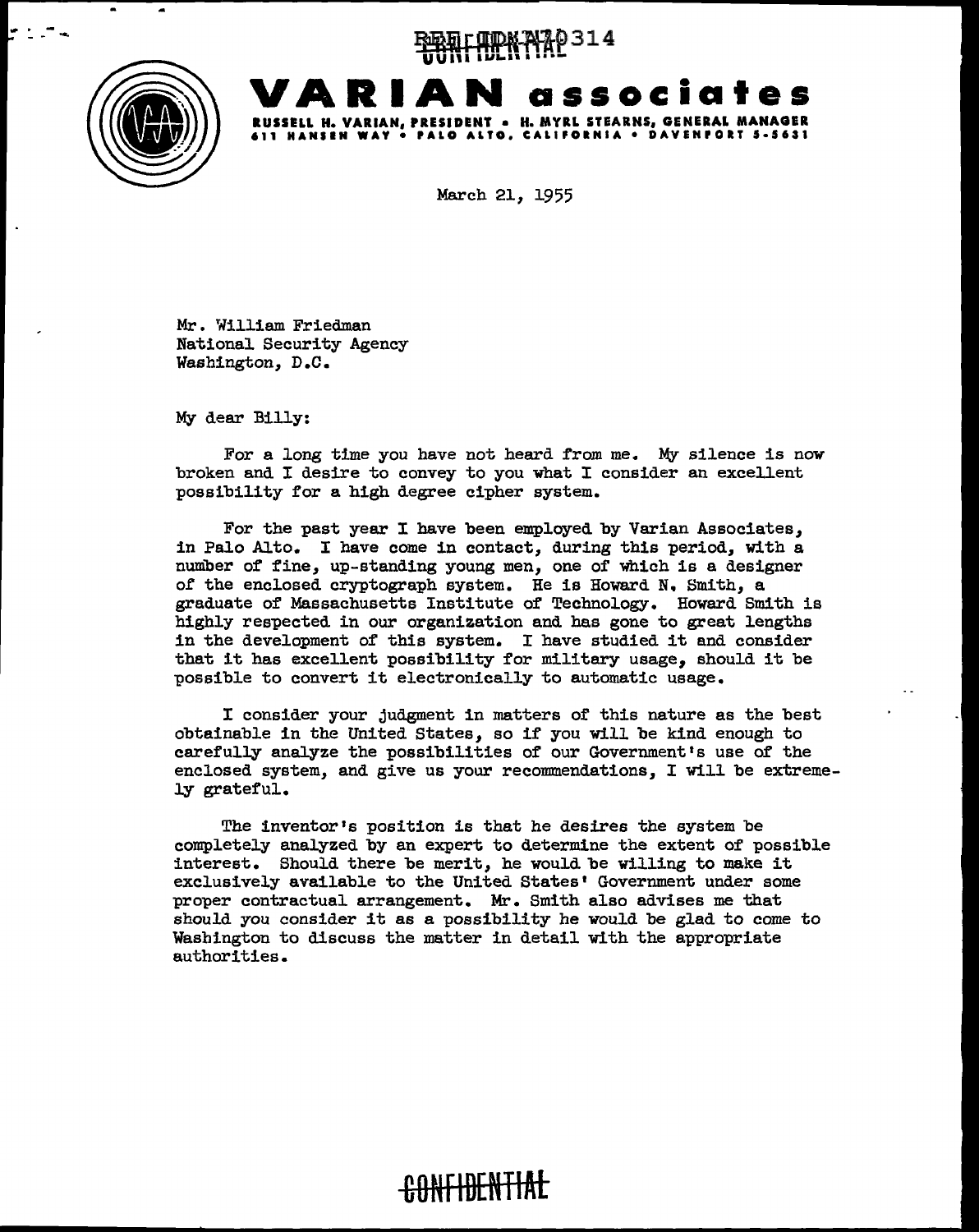REF ID:A70314

CONFIDENTIAL

# VARIAN associates

**RUSSELL H. VARIAN, PRESIDENT • H. MYRL STEARNS, GENERAL MANAGER**
**611 HANSEN WAY • PALO ALTO, CALIFORNIA • DAVENPORT 5-5631**

March 21, 1955

Mr. William Friedman
National Security Agency
Washington, D.C.

My dear Billy:

For a long time you have not heard from me. My silence is now broken and I desire to convey to you what I consider an excellent possibility for a high degree cipher system.

For the past year I have been employed by Varian Associates, in Palo Alto. I have come in contact, during this period, with a number of fine, up-standing young men, one of which is a designer of the enclosed cryptograph system. He is Howard N. Smith, a graduate of Massachusetts Institute of Technology. Howard Smith is highly respected in our organization and has gone to great lengths in the development of this system. I have studied it and consider that it has excellent possibility for military usage, should it be possible to convert it electronically to automatic usage.

I consider your judgment in matters of this nature as the best obtainable in the United States, so if you will be kind enough to carefully analyze the possibilities of our Government's use of the enclosed system, and give us your recommendations, I will be extremely grateful.

The inventor's position is that he desires the system be completely analyzed by an expert to determine the extent of possible interest. Should there be merit, he would be willing to make it exclusively available to the United States' Government under some proper contractual arrangement. Mr. Smith also advises me that should you consider it as a possibility he would be glad to come to Washington to discuss the matter in detail with the appropriate authorities.

CONFIDENTIAL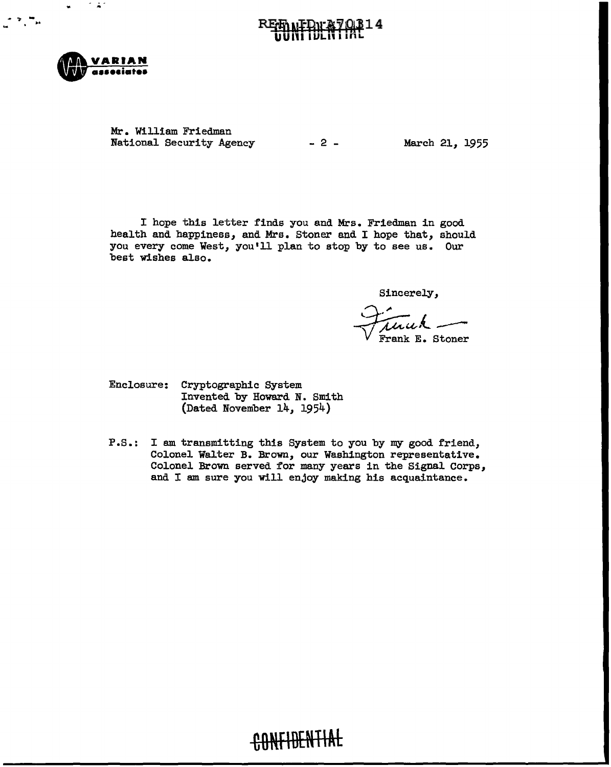REF ID:A70314

CONFIDENTIAL

VARIAN associates

Mr. William Friedman
National Security Agency    - 2 -    March 21, 1955

I hope this letter finds you and Mrs. Friedman in good health and happiness, and Mrs. Stoner and I hope that, should you every come West, you'll plan to stop by to see us. Our best wishes also.

Sincerely,

Frank

Frank E. Stoner

Enclosure: Cryptographic System
Invented by Howard N. Smith
(Dated November 14, 1954)

P.S.: I am transmitting this System to you by my good friend, Colonel Walter B. Brown, our Washington representative. Colonel Brown served for many years in the Signal Corps, and I am sure you will enjoy making his acquaintance.

CONFIDENTIAL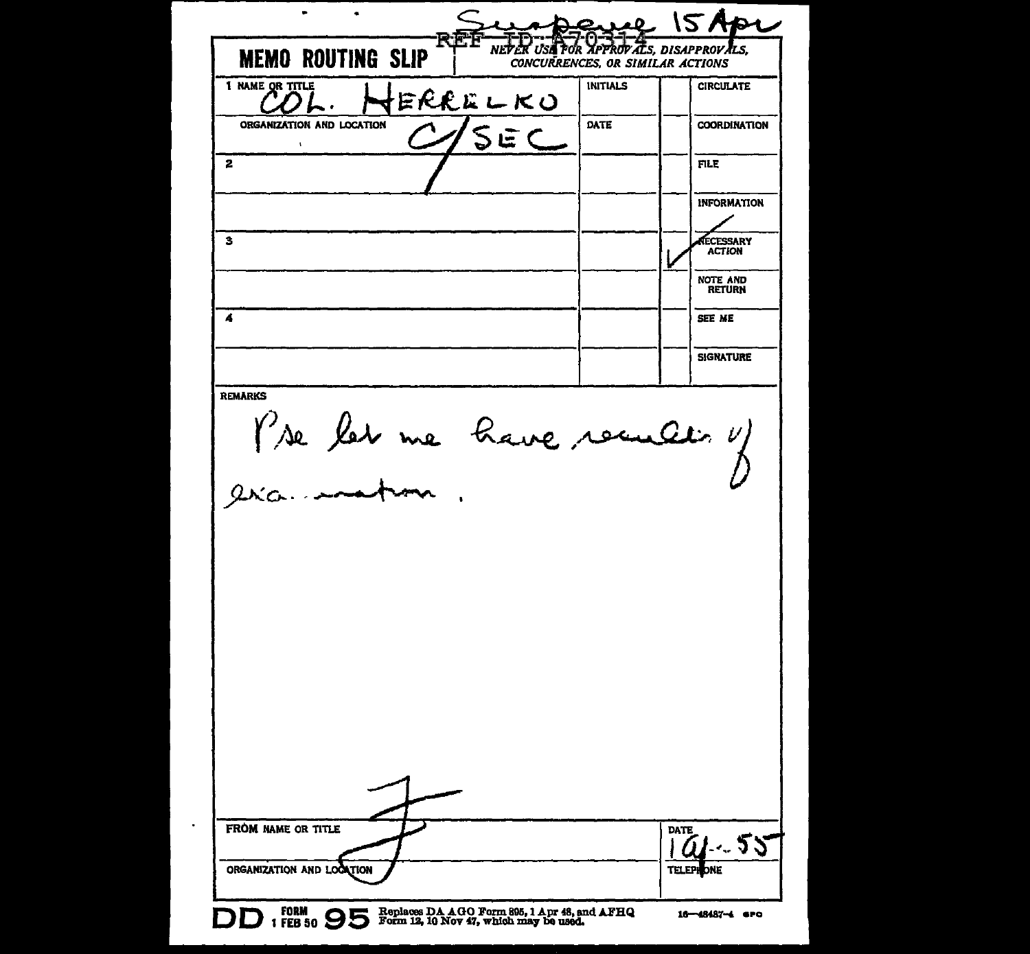Suspense 15 Apr

REF ID:A70314

# MEMO ROUTING SLIP

*NEVER USE FOR APPROVALS, DISAPPROVALS, CONCURRENCES, OR SIMILAR ACTIONS*

| | INITIALS | | |
|---|---|---|---|
| 1 NAME OR TITLE: COL. HERRELKO | | | CIRCULATE |
| ORGANIZATION AND LOCATION: C/SEC | DATE | | COORDINATION |
| 2 | | | FILE |
| | | | INFORMATION |
| 3 | | ✓ | NECESSARY ACTION |
| | | | NOTE AND RETURN |
| 4 | | | SEE ME |
| | | | SIGNATURE |

REMARKS

Pse let me have results of examination.

F

FROM NAME OR TITLE

ORGANIZATION AND LOCATION

DATE: 14-4-55

TELEPHONE

DD FORM 1 FEB 50 95 Replaces DA AGO Form 895, 1 Apr 48, and AFHQ Form 12, 10 Nov 47, which may be used.

16—48487-4 GPO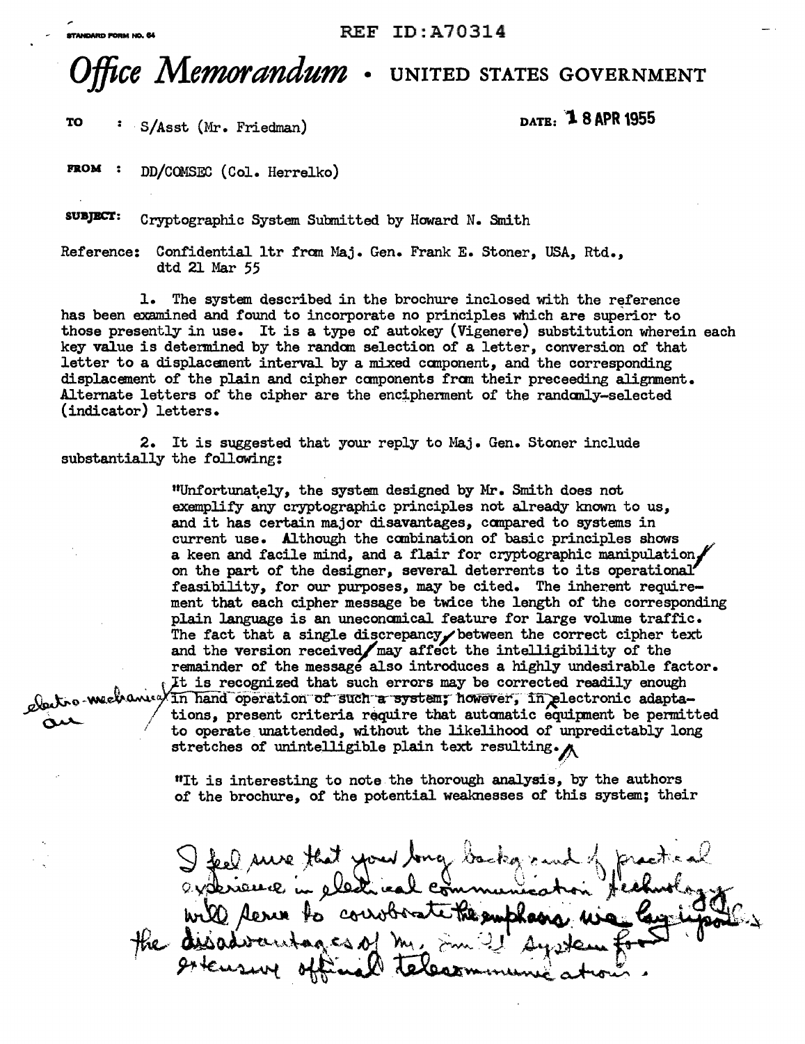STANDARD FORM NO. 64

REF ID:A70314

# Office Memorandum • UNITED STATES GOVERNMENT

TO : S/Asst (Mr. Friedman)

DATE: 18 APR 1955

FROM : DD/COMSEC (Col. Herrelko)

SUBJECT: Cryptographic System Submitted by Howard N. Smith

Reference: Confidential ltr from Maj. Gen. Frank E. Stoner, USA, Rtd., dtd 21 Mar 55

1. The system described in the brochure inclosed with the reference has been examined and found to incorporate no principles which are superior to those presently in use. It is a type of autokey (Vigenere) substitution wherein each key value is determined by the random selection of a letter, conversion of that letter to a displacement interval by a mixed component, and the corresponding displacement of the plain and cipher components from their preceeding alignment. Alternate letters of the cipher are the encipherment of the randomly-selected (indicator) letters.

2. It is suggested that your reply to Maj. Gen. Stoner include substantially the following:

"Unfortunately, the system designed by Mr. Smith does not exemplify any cryptographic principles not already known to us, and it has certain major disavantages, compared to systems in current use. Although the combination of basic principles shows a keen and facile mind, and a flair for cryptographic manipulation, on the part of the designer, several deterrents to its operational feasibility, for our purposes, may be cited. The inherent requirement that each cipher message be twice the length of the corresponding plain language is an uneconomical feature for large volume traffic. The fact that a single discrepancy, between the correct cipher text and the version received, may affect the intelligibility of the remainder of the message also introduces a highly undesirable factor. ~~It is recognized that such errors may be corrected readily enough in hand operation of such a system; however,~~ in electro-mechanical and electronic adaptations, present criteria require that automatic equipment be permitted to operate unattended, without the likelihood of unpredictably long stretches of unintelligible plain text resulting. I feel sure that your long background of practical experience in electrical communication technology will serve to corroborate the emphasis we lay upon the disadvantages of Mr. Smith's system for extensive official telecommunications.

"It is interesting to note the thorough analysis, by the authors of the brochure, of the potential weaknesses of this system; their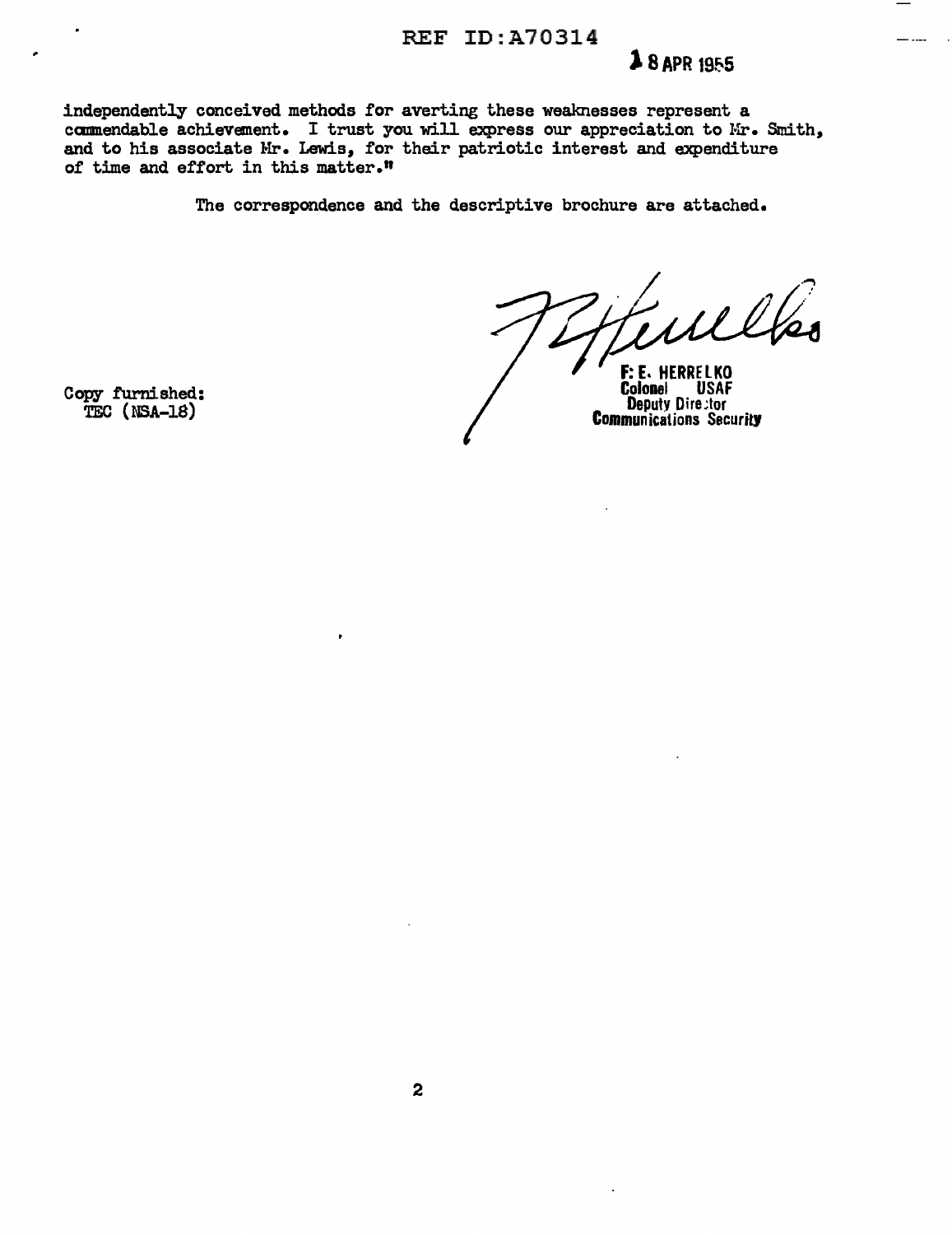18 APR 1955

independently conceived methods for averting these weaknesses represent a commendable achievement. I trust you will express our appreciation to Mr. Smith, and to his associate Mr. Lewis, for their patriotic interest and expenditure of time and effort in this matter."

The correspondence and the descriptive brochure are attached.

F. E. HERRELKO
Colonel USAF
Deputy Director
Communications Security

Copy furnished:
TEC (NSA-18)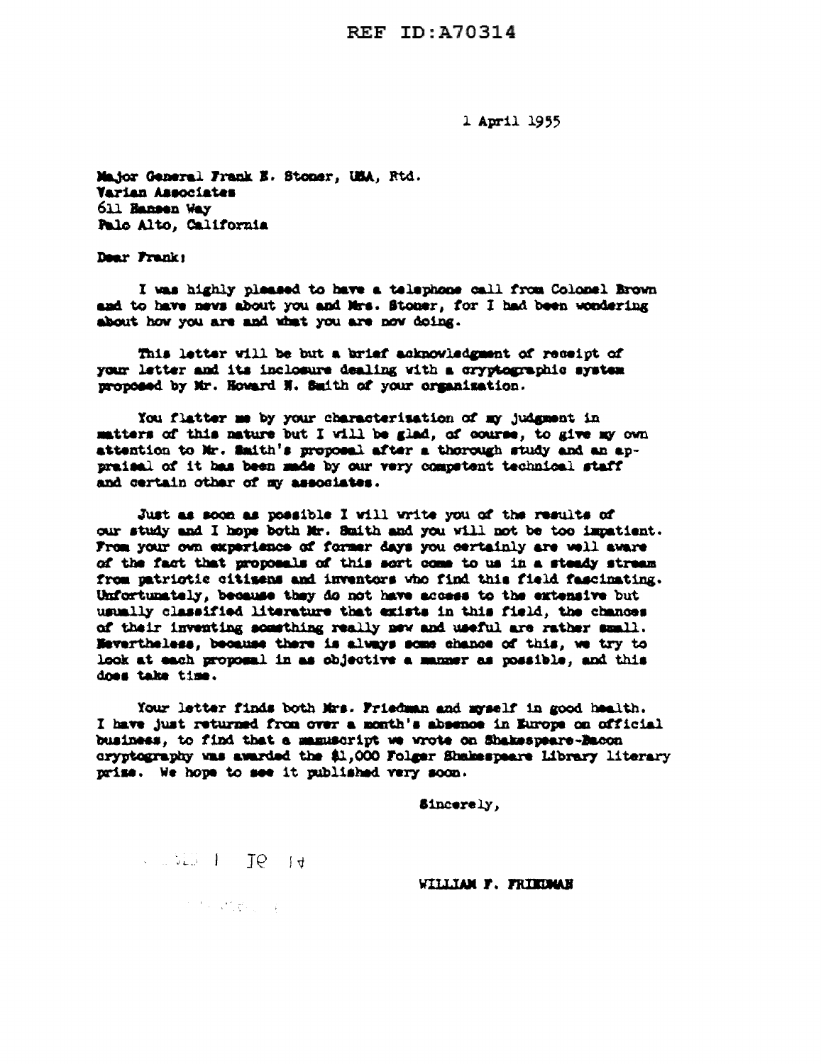REF ID:A70314

1 April 1955

Major General Frank E. Stoner, USA, Rtd.
Varian Associates
611 Hansen Way
Palo Alto, California

Dear Frank:

I was highly pleased to have a telephone call from Colonel Brown and to have news about you and Mrs. Stoner, for I had been wondering about how you are and what you are now doing.

This letter will be but a brief acknowledgment of receipt of your letter and its inclosure dealing with a cryptographic system proposed by Mr. Howard N. Smith of your organization.

You flatter me by your characterization of my judgment in matters of this nature but I will be glad, of course, to give my own attention to Mr. Smith's proposal after a thorough study and an appraisal of it has been made by our very competent technical staff and certain other of my associates.

Just as soon as possible I will write you of the results of our study and I hope both Mr. Smith and you will not be too impatient. From your own experience of former days you certainly are well aware of the fact that proposals of this sort come to us in a steady stream from patriotic citizens and inventors who find this field fascinating. Unfortunately, because they do not have access to the extensive but usually classified literature that exists in this field, the chances of their inventing something really new and useful are rather small. Nevertheless, because there is always some chance of this, we try to look at each proposal in as objective a manner as possible, and this does take time.

Your letter finds both Mrs. Friedman and myself in good health. I have just returned from over a month's absence in Europe on official business, to find that a manuscript we wrote on Shakespeare-Bacon cryptography was awarded the $1,000 Folger Shakespeare Library literary prize. We hope to see it published very soon.

Sincerely,

WILLIAM F. FRIEDMAN